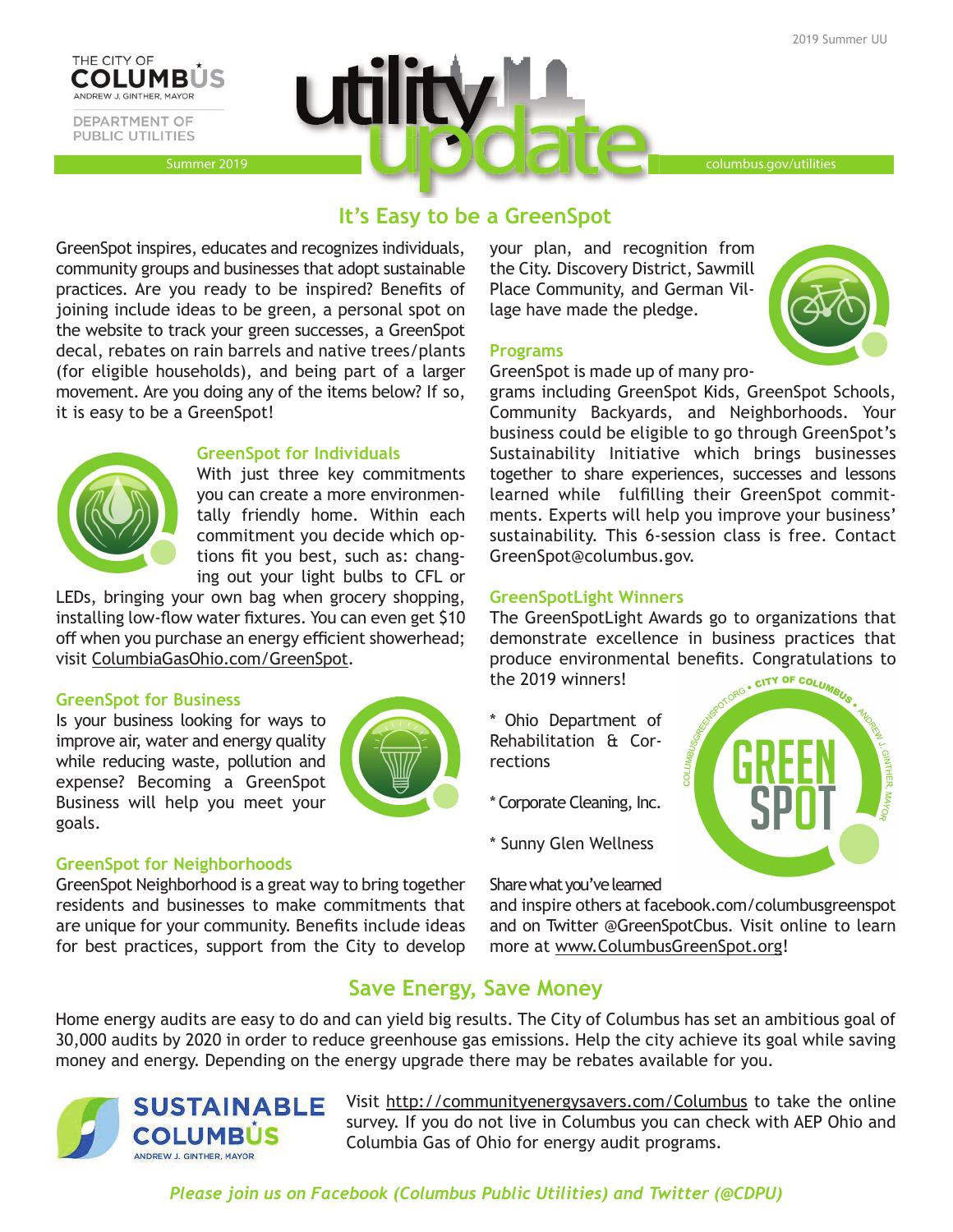THE CITY OF COLUMBUS
ANDREW J. GINTHER, MAYOR

DEPARTMENT OF PUBLIC UTILITIES

# utility update

Summer 2019 | columbus.gov/utilities

## It's Easy to be a GreenSpot

GreenSpot inspires, educates and recognizes individuals, community groups and businesses that adopt sustainable practices. Are you ready to be inspired? Benefits of joining include ideas to be green, a personal spot on the website to track your green successes, a GreenSpot decal, rebates on rain barrels and native trees/plants (for eligible households), and being part of a larger movement. Are you doing any of the items below? If so, it is easy to be a GreenSpot!

### GreenSpot for Individuals

With just three key commitments you can create a more environmentally friendly home. Within each commitment you decide which options fit you best, such as: changing out your light bulbs to CFL or LEDs, bringing your own bag when grocery shopping, installing low-flow water fixtures. You can even get $10 off when you purchase an energy efficient showerhead; visit ColumbiaGasOhio.com/GreenSpot.

### GreenSpot for Business

Is your business looking for ways to improve air, water and energy quality while reducing waste, pollution and expense? Becoming a GreenSpot Business will help you meet your goals.

### GreenSpot for Neighborhoods

GreenSpot Neighborhood is a great way to bring together residents and businesses to make commitments that are unique for your community. Benefits include ideas for best practices, support from the City to develop your plan, and recognition from the City. Discovery District, Sawmill Place Community, and German Village have made the pledge.

### Programs

GreenSpot is made up of many programs including GreenSpot Kids, GreenSpot Schools, Community Backyards, and Neighborhoods. Your business could be eligible to go through GreenSpot's Sustainability Initiative which brings businesses together to share experiences, successes and lessons learned while fulfilling their GreenSpot commitments. Experts will help you improve your business' sustainability. This 6-session class is free. Contact GreenSpot@columbus.gov.

### GreenSpotLight Winners

The GreenSpotLight Awards go to organizations that demonstrate excellence in business practices that produce environmental benefits. Congratulations to the 2019 winners!

* Ohio Department of Rehabilitation & Corrections
* Corporate Cleaning, Inc.
* Sunny Glen Wellness

Share what you've learned and inspire others at facebook.com/columbusgreenspot and on Twitter @GreenSpotCbus. Visit online to learn more at www.ColumbusGreenSpot.org!

## Save Energy, Save Money

Home energy audits are easy to do and can yield big results. The City of Columbus has set an ambitious goal of 30,000 audits by 2020 in order to reduce greenhouse gas emissions. Help the city achieve its goal while saving money and energy. Depending on the energy upgrade there may be rebates available for you.

SUSTAINABLE COLUMBUS
ANDREW J. GINTHER, MAYOR

Visit http://communityenergysavers.com/Columbus to take the online survey. If you do not live in Columbus you can check with AEP Ohio and Columbia Gas of Ohio for energy audit programs.

*Please join us on Facebook (Columbus Public Utilities) and Twitter (@CDPU)*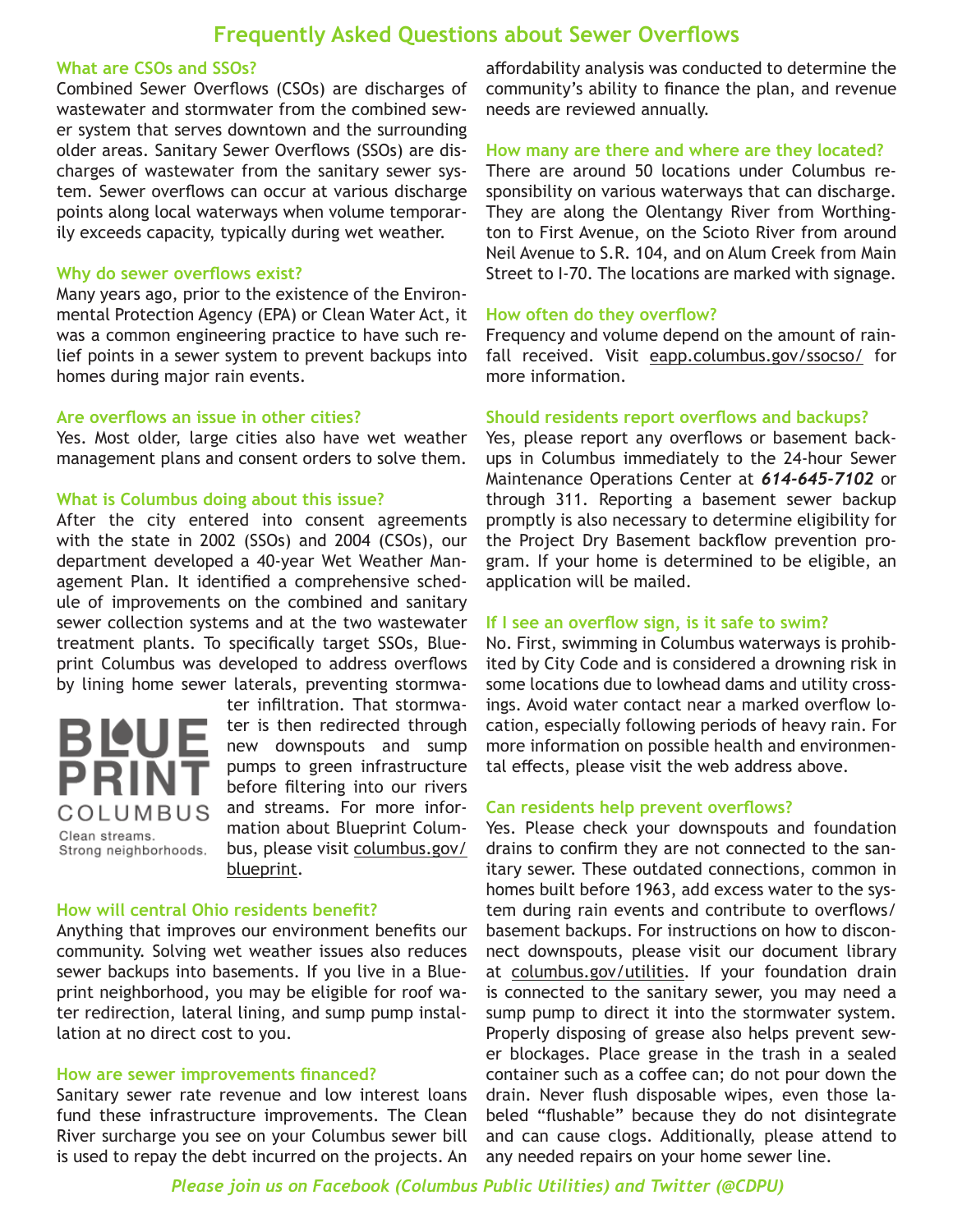# Frequently Asked Questions about Sewer Overflows

### What are CSOs and SSOs?

Combined Sewer Overflows (CSOs) are discharges of wastewater and stormwater from the combined sewer system that serves downtown and the surrounding older areas. Sanitary Sewer Overflows (SSOs) are discharges of wastewater from the sanitary sewer system. Sewer overflows can occur at various discharge points along local waterways when volume temporarily exceeds capacity, typically during wet weather.

### Why do sewer overflows exist?

Many years ago, prior to the existence of the Environmental Protection Agency (EPA) or Clean Water Act, it was a common engineering practice to have such relief points in a sewer system to prevent backups into homes during major rain events.

### Are overflows an issue in other cities?

Yes. Most older, large cities also have wet weather management plans and consent orders to solve them.

### What is Columbus doing about this issue?

After the city entered into consent agreements with the state in 2002 (SSOs) and 2004 (CSOs), our department developed a 40-year Wet Weather Management Plan. It identified a comprehensive schedule of improvements on the combined and sanitary sewer collection systems and at the two wastewater treatment plants. To specifically target SSOs, Blueprint Columbus was developed to address overflows by lining home sewer laterals, preventing stormwater infiltration. That stormwater is then redirected through new downspouts and sump pumps to green infrastructure before filtering into our rivers and streams. For more information about Blueprint Columbus, please visit columbus.gov/blueprint.

BLUEPRINT COLUMBUS
Clean streams. Strong neighborhoods.

### How will central Ohio residents benefit?

Anything that improves our environment benefits our community. Solving wet weather issues also reduces sewer backups into basements. If you live in a Blueprint neighborhood, you may be eligible for roof water redirection, lateral lining, and sump pump installation at no direct cost to you.

### How are sewer improvements financed?

Sanitary sewer rate revenue and low interest loans fund these infrastructure improvements. The Clean River surcharge you see on your Columbus sewer bill is used to repay the debt incurred on the projects. An affordability analysis was conducted to determine the community's ability to finance the plan, and revenue needs are reviewed annually.

### How many are there and where are they located?

There are around 50 locations under Columbus responsibility on various waterways that can discharge. They are along the Olentangy River from Worthington to First Avenue, on the Scioto River from around Neil Avenue to S.R. 104, and on Alum Creek from Main Street to I-70. The locations are marked with signage.

### How often do they overflow?

Frequency and volume depend on the amount of rainfall received. Visit eapp.columbus.gov/ssocso/ for more information.

### Should residents report overflows and backups?

Yes, please report any overflows or basement backups in Columbus immediately to the 24-hour Sewer Maintenance Operations Center at ***614-645-7102*** or through 311. Reporting a basement sewer backup promptly is also necessary to determine eligibility for the Project Dry Basement backflow prevention program. If your home is determined to be eligible, an application will be mailed.

### If I see an overflow sign, is it safe to swim?

No. First, swimming in Columbus waterways is prohibited by City Code and is considered a drowning risk in some locations due to lowhead dams and utility crossings. Avoid water contact near a marked overflow location, especially following periods of heavy rain. For more information on possible health and environmental effects, please visit the web address above.

### Can residents help prevent overflows?

Yes. Please check your downspouts and foundation drains to confirm they are not connected to the sanitary sewer. These outdated connections, common in homes built before 1963, add excess water to the system during rain events and contribute to overflows/basement backups. For instructions on how to disconnect downspouts, please visit our document library at columbus.gov/utilities. If your foundation drain is connected to the sanitary sewer, you may need a sump pump to direct it into the stormwater system. Properly disposing of grease also helps prevent sewer blockages. Place grease in the trash in a sealed container such as a coffee can; do not pour down the drain. Never flush disposable wipes, even those labeled "flushable" because they do not disintegrate and can cause clogs. Additionally, please attend to any needed repairs on your home sewer line.

***Please join us on Facebook (Columbus Public Utilities) and Twitter (@CDPU)***